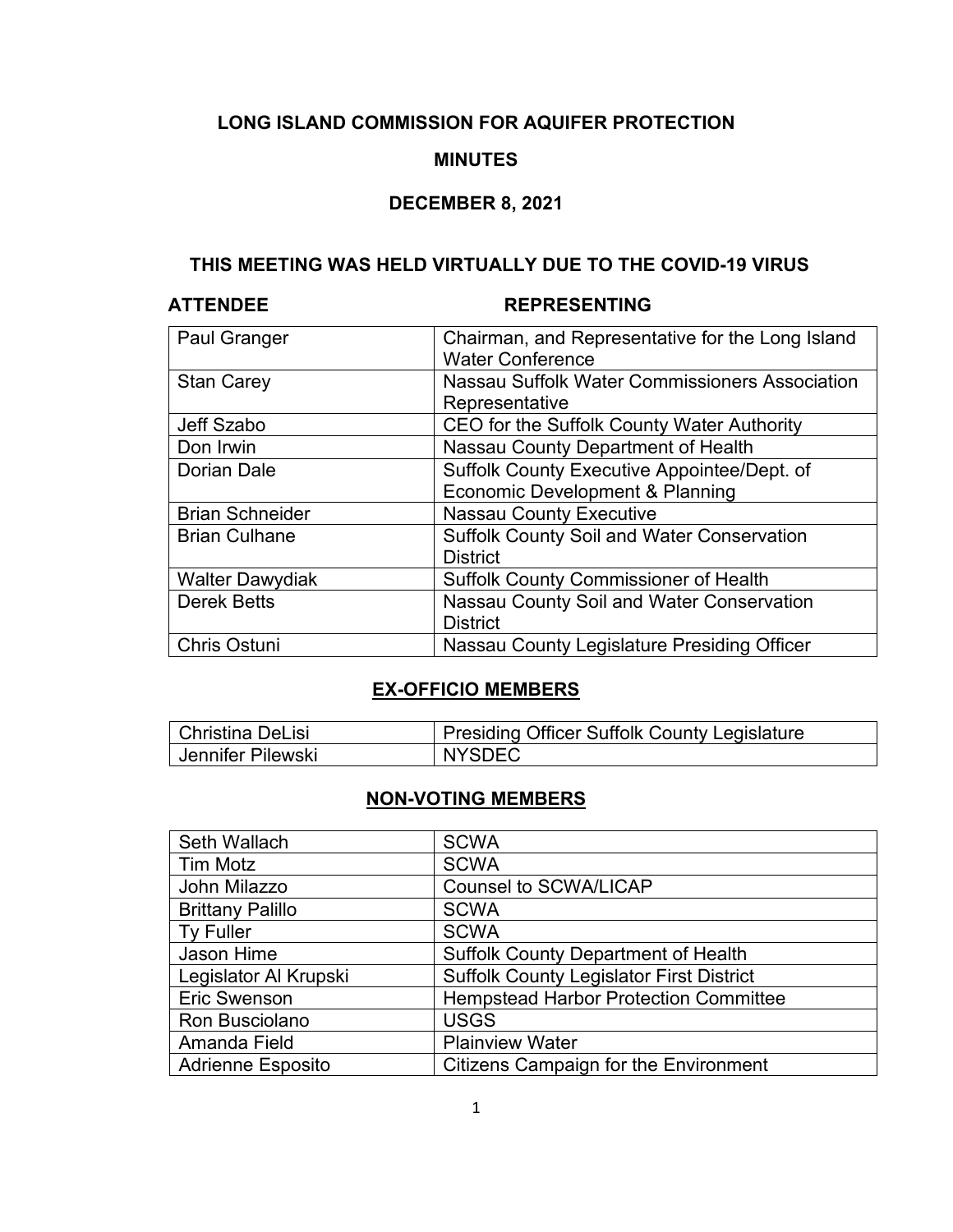# LONG ISLAND COMMISSION FOR AQUIFER PROTECTION

## MINUTES

## DECEMBER 8, 2021

### THIS MEETING WAS HELD VIRTUALLY DUE TO THE COVID-19 VIRUS

| ATTENDEE | REPRESENTING |
|---|---|
| Paul Granger | Chairman, and Representative for the Long Island Water Conference |
| Stan Carey | Nassau Suffolk Water Commissioners Association Representative |
| Jeff Szabo | CEO for the Suffolk County Water Authority |
| Don Irwin | Nassau County Department of Health |
| Dorian Dale | Suffolk County Executive Appointee/Dept. of Economic Development & Planning |
| Brian Schneider | Nassau County Executive |
| Brian Culhane | Suffolk County Soil and Water Conservation District |
| Walter Dawydiak | Suffolk County Commissioner of Health |
| Derek Betts | Nassau County Soil and Water Conservation District |
| Chris Ostuni | Nassau County Legislature Presiding Officer |

### EX-OFFICIO MEMBERS

| | |
|---|---|
| Christina DeLisi | Presiding Officer Suffolk County Legislature |
| Jennifer Pilewski | NYSDEC |

### NON-VOTING MEMBERS

| | |
|---|---|
| Seth Wallach | SCWA |
| Tim Motz | SCWA |
| John Milazzo | Counsel to SCWA/LICAP |
| Brittany Palillo | SCWA |
| Ty Fuller | SCWA |
| Jason Hime | Suffolk County Department of Health |
| Legislator Al Krupski | Suffolk County Legislator First District |
| Eric Swenson | Hempstead Harbor Protection Committee |
| Ron Busciolano | USGS |
| Amanda Field | Plainview Water |
| Adrienne Esposito | Citizens Campaign for the Environment |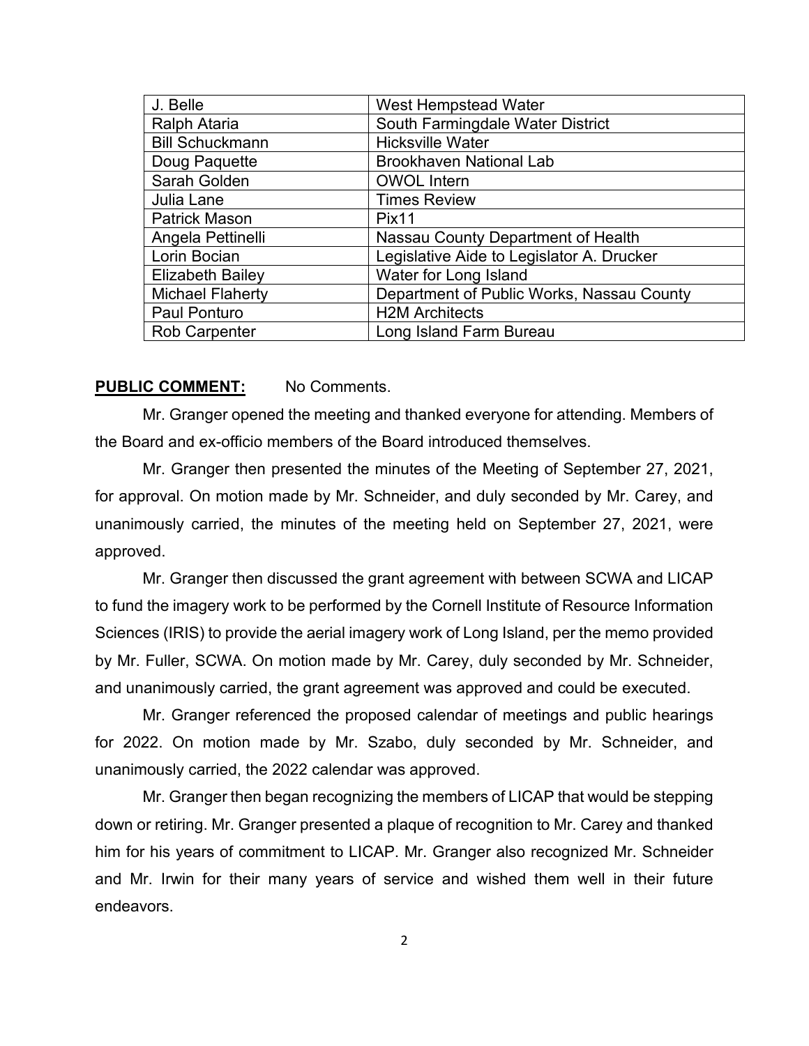| J. Belle | West Hempstead Water |
|---|---|
| Ralph Ataria | South Farmingdale Water District |
| Bill Schuckmann | Hicksville Water |
| Doug Paquette | Brookhaven National Lab |
| Sarah Golden | OWOL Intern |
| Julia Lane | Times Review |
| Patrick Mason | Pix11 |
| Angela Pettinelli | Nassau County Department of Health |
| Lorin Bocian | Legislative Aide to Legislator A. Drucker |
| Elizabeth Bailey | Water for Long Island |
| Michael Flaherty | Department of Public Works, Nassau County |
| Paul Ponturo | H2M Architects |
| Rob Carpenter | Long Island Farm Bureau |

**PUBLIC COMMENT:** No Comments.

Mr. Granger opened the meeting and thanked everyone for attending. Members of the Board and ex-officio members of the Board introduced themselves.

Mr. Granger then presented the minutes of the Meeting of September 27, 2021, for approval. On motion made by Mr. Schneider, and duly seconded by Mr. Carey, and unanimously carried, the minutes of the meeting held on September 27, 2021, were approved.

Mr. Granger then discussed the grant agreement with between SCWA and LICAP to fund the imagery work to be performed by the Cornell Institute of Resource Information Sciences (IRIS) to provide the aerial imagery work of Long Island, per the memo provided by Mr. Fuller, SCWA. On motion made by Mr. Carey, duly seconded by Mr. Schneider, and unanimously carried, the grant agreement was approved and could be executed.

Mr. Granger referenced the proposed calendar of meetings and public hearings for 2022. On motion made by Mr. Szabo, duly seconded by Mr. Schneider, and unanimously carried, the 2022 calendar was approved.

Mr. Granger then began recognizing the members of LICAP that would be stepping down or retiring. Mr. Granger presented a plaque of recognition to Mr. Carey and thanked him for his years of commitment to LICAP. Mr. Granger also recognized Mr. Schneider and Mr. Irwin for their many years of service and wished them well in their future endeavors.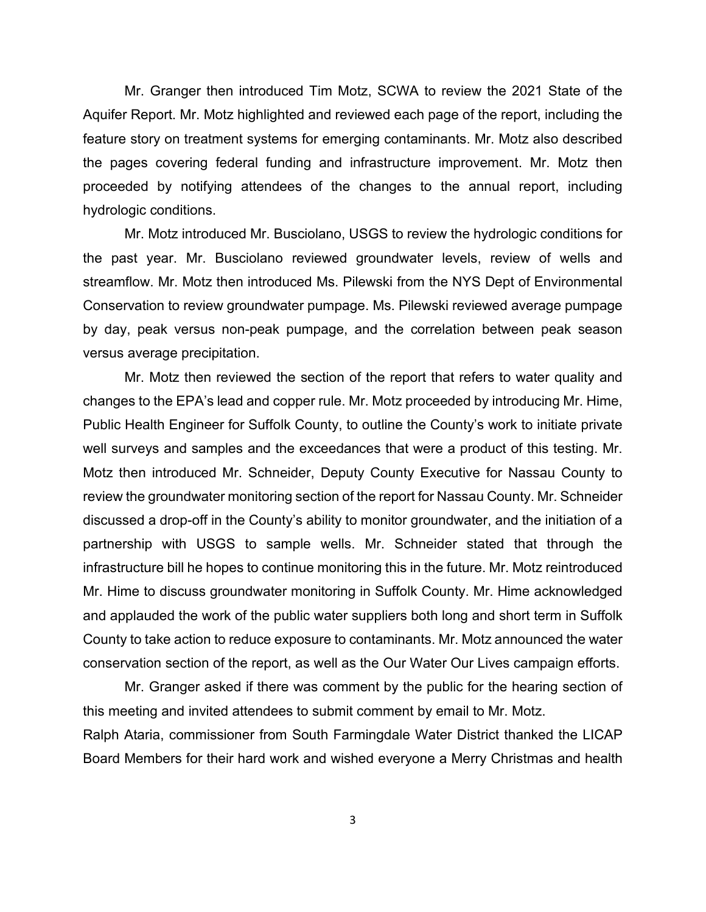Mr. Granger then introduced Tim Motz, SCWA to review the 2021 State of the Aquifer Report. Mr. Motz highlighted and reviewed each page of the report, including the feature story on treatment systems for emerging contaminants. Mr. Motz also described the pages covering federal funding and infrastructure improvement. Mr. Motz then proceeded by notifying attendees of the changes to the annual report, including hydrologic conditions.

Mr. Motz introduced Mr. Busciolano, USGS to review the hydrologic conditions for the past year. Mr. Busciolano reviewed groundwater levels, review of wells and streamflow. Mr. Motz then introduced Ms. Pilewski from the NYS Dept of Environmental Conservation to review groundwater pumpage. Ms. Pilewski reviewed average pumpage by day, peak versus non-peak pumpage, and the correlation between peak season versus average precipitation.

Mr. Motz then reviewed the section of the report that refers to water quality and changes to the EPA's lead and copper rule. Mr. Motz proceeded by introducing Mr. Hime, Public Health Engineer for Suffolk County, to outline the County's work to initiate private well surveys and samples and the exceedances that were a product of this testing. Mr. Motz then introduced Mr. Schneider, Deputy County Executive for Nassau County to review the groundwater monitoring section of the report for Nassau County. Mr. Schneider discussed a drop-off in the County's ability to monitor groundwater, and the initiation of a partnership with USGS to sample wells. Mr. Schneider stated that through the infrastructure bill he hopes to continue monitoring this in the future. Mr. Motz reintroduced Mr. Hime to discuss groundwater monitoring in Suffolk County. Mr. Hime acknowledged and applauded the work of the public water suppliers both long and short term in Suffolk County to take action to reduce exposure to contaminants. Mr. Motz announced the water conservation section of the report, as well as the Our Water Our Lives campaign efforts.

Mr. Granger asked if there was comment by the public for the hearing section of this meeting and invited attendees to submit comment by email to Mr. Motz.

Ralph Ataria, commissioner from South Farmingdale Water District thanked the LICAP Board Members for their hard work and wished everyone a Merry Christmas and health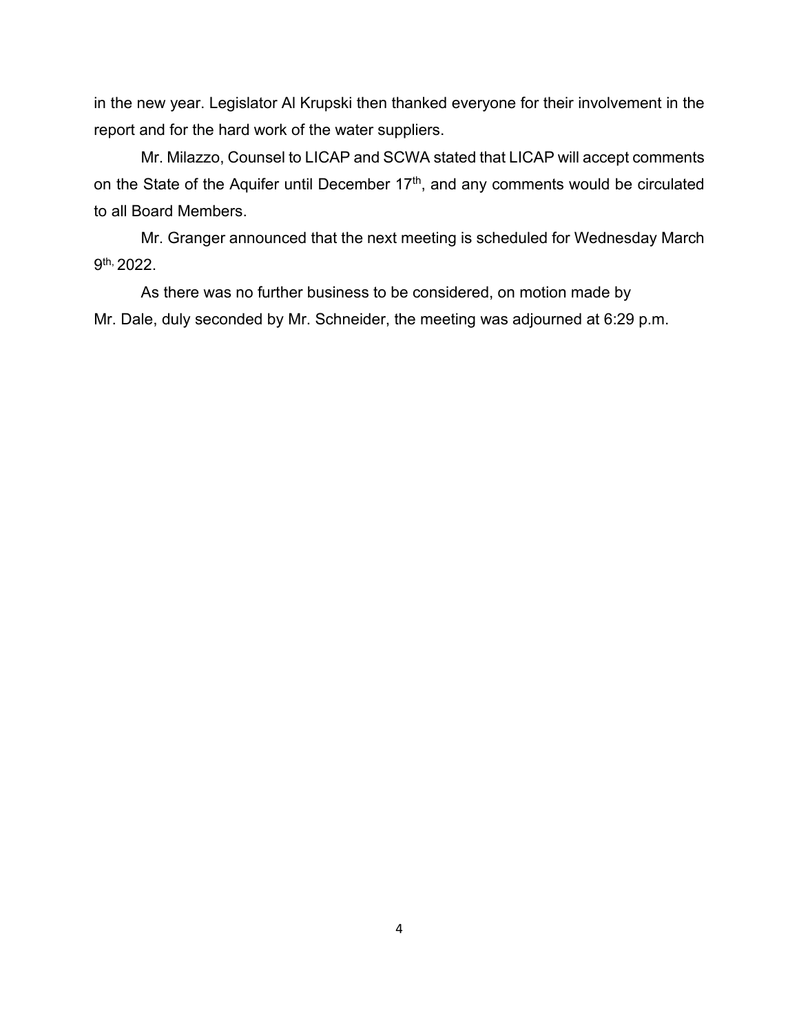in the new year. Legislator Al Krupski then thanked everyone for their involvement in the report and for the hard work of the water suppliers.

Mr. Milazzo, Counsel to LICAP and SCWA stated that LICAP will accept comments on the State of the Aquifer until December 17th, and any comments would be circulated to all Board Members.

Mr. Granger announced that the next meeting is scheduled for Wednesday March 9th, 2022.

As there was no further business to be considered, on motion made by Mr. Dale, duly seconded by Mr. Schneider, the meeting was adjourned at 6:29 p.m.